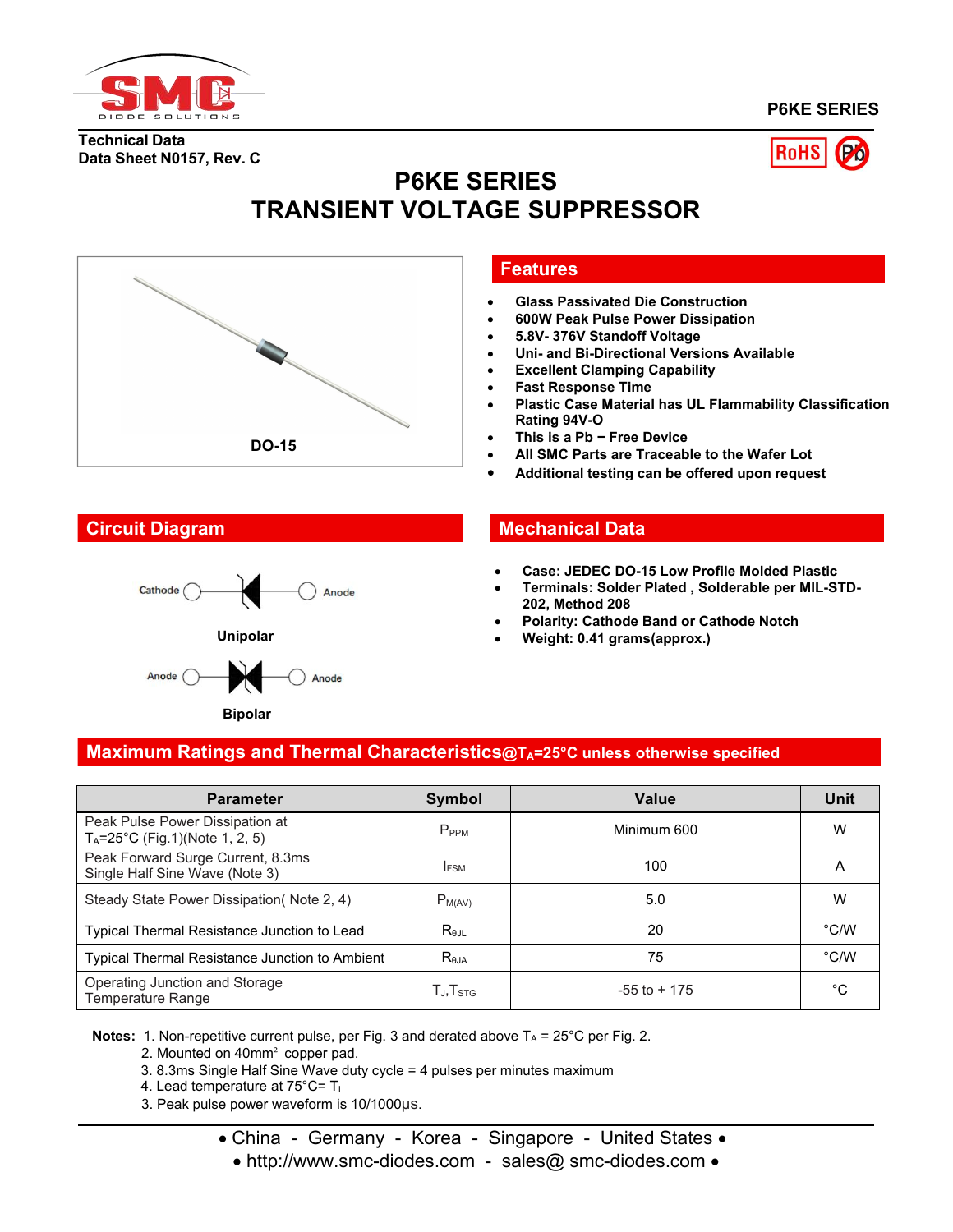P6KE SERIES

Technical Data
Data Sheet N0157, Rev. C

# P6KE SERIES
# TRANSIENT VOLTAGE SUPPRESSOR

DO-15

## Features

- Glass Passivated Die Construction
- 600W Peak Pulse Power Dissipation
- 5.8V- 376V Standoff Voltage
- Uni- and Bi-Directional Versions Available
- Excellent Clamping Capability
- Fast Response Time
- Plastic Case Material has UL Flammability Classification Rating 94V-O
- This is a Pb − Free Device
- All SMC Parts are Traceable to the Wafer Lot
- Additional testing can be offered upon request

## Circuit Diagram

Cathode — Anode

Unipolar

Anode — Anode

Bipolar

## Mechanical Data

- Case: JEDEC DO-15 Low Profile Molded Plastic
- Terminals: Solder Plated , Solderable per MIL-STD-202, Method 208
- Polarity: Cathode Band or Cathode Notch
- Weight: 0.41 grams(approx.)

## Maximum Ratings and Thermal Characteristics@$T_A$=25°C unless otherwise specified

| Parameter | Symbol | Value | Unit |
|---|---|---|---|
| Peak Pulse Power Dissipation at $T_A$=25°C (Fig.1)(Note 1, 2, 5) | $P_{PPM}$ | Minimum 600 | W |
| Peak Forward Surge Current, 8.3ms Single Half Sine Wave (Note 3) | $I_{FSM}$ | 100 | A |
| Steady State Power Dissipation( Note 2, 4) | $P_{M(AV)}$ | 5.0 | W |
| Typical Thermal Resistance Junction to Lead | $R_{\theta JL}$ | 20 | °C/W |
| Typical Thermal Resistance Junction to Ambient | $R_{\theta JA}$ | 75 | °C/W |
| Operating Junction and Storage Temperature Range | $T_J$,$T_{STG}$ | -55 to + 175 | °C |

**Notes:** 1. Non-repetitive current pulse, per Fig. 3 and derated above $T_A$ = 25°C per Fig. 2.
2. Mounted on 40mm² copper pad.
3. 8.3ms Single Half Sine Wave duty cycle = 4 pulses per minutes maximum
4. Lead temperature at 75°C= $T_L$
3. Peak pulse power waveform is 10/1000μs.

• China - Germany - Korea - Singapore - United States •
• http://www.smc-diodes.com - sales@ smc-diodes.com •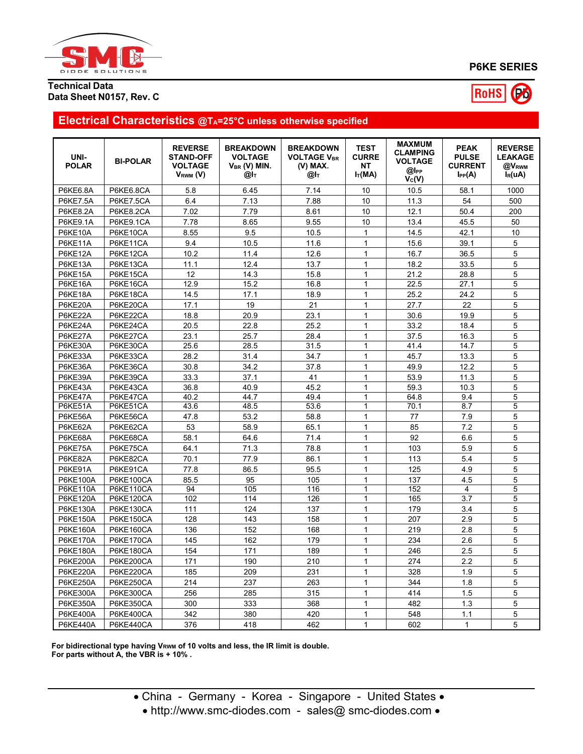Technical Data
Data Sheet N0157, Rev. C

P6KE SERIES

## Electrical Characteristics @$T_A$=25°C unless otherwise specified

| UNI-POLAR | BI-POLAR | REVERSE STAND-OFF VOLTAGE $V_{RWM}$ (V) | BREAKDOWN VOLTAGE $V_{BR}$ (V) MIN. @$I_T$ | BREAKDOWN VOLTAGE $V_{BR}$ (V) MAX. @$I_T$ | TEST CURRENT $I_T$(MA) | MAXMUM CLAMPING VOLTAGE @$I_{PP}$ $V_C$(V) | PEAK PULSE CURRENT $I_{PP}$(A) | REVERSE LEAKAGE @$V_{RWM}$ $I_R$(uA) |
|---|---|---|---|---|---|---|---|---|
| P6KE6.8A | P6KE6.8CA | 5.8 | 6.45 | 7.14 | 10 | 10.5 | 58.1 | 1000 |
| P6KE7.5A | P6KE7.5CA | 6.4 | 7.13 | 7.88 | 10 | 11.3 | 54 | 500 |
| P6KE8.2A | P6KE8.2CA | 7.02 | 7.79 | 8.61 | 10 | 12.1 | 50.4 | 200 |
| P6KE9.1A | P6KE9.1CA | 7.78 | 8.65 | 9.55 | 10 | 13.4 | 45.5 | 50 |
| P6KE10A | P6KE10CA | 8.55 | 9.5 | 10.5 | 1 | 14.5 | 42.1 | 10 |
| P6KE11A | P6KE11CA | 9.4 | 10.5 | 11.6 | 1 | 15.6 | 39.1 | 5 |
| P6KE12A | P6KE12CA | 10.2 | 11.4 | 12.6 | 1 | 16.7 | 36.5 | 5 |
| P6KE13A | P6KE13CA | 11.1 | 12.4 | 13.7 | 1 | 18.2 | 33.5 | 5 |
| P6KE15A | P6KE15CA | 12 | 14.3 | 15.8 | 1 | 21.2 | 28.8 | 5 |
| P6KE16A | P6KE16CA | 12.9 | 15.2 | 16.8 | 1 | 22.5 | 27.1 | 5 |
| P6KE18A | P6KE18CA | 14.5 | 17.1 | 18.9 | 1 | 25.2 | 24.2 | 5 |
| P6KE20A | P6KE20CA | 17.1 | 19 | 21 | 1 | 27.7 | 22 | 5 |
| P6KE22A | P6KE22CA | 18.8 | 20.9 | 23.1 | 1 | 30.6 | 19.9 | 5 |
| P6KE24A | P6KE24CA | 20.5 | 22.8 | 25.2 | 1 | 33.2 | 18.4 | 5 |
| P6KE27A | P6KE27CA | 23.1 | 25.7 | 28.4 | 1 | 37.5 | 16.3 | 5 |
| P6KE30A | P6KE30CA | 25.6 | 28.5 | 31.5 | 1 | 41.4 | 14.7 | 5 |
| P6KE33A | P6KE33CA | 28.2 | 31.4 | 34.7 | 1 | 45.7 | 13.3 | 5 |
| P6KE36A | P6KE36CA | 30.8 | 34.2 | 37.8 | 1 | 49.9 | 12.2 | 5 |
| P6KE39A | P6KE39CA | 33.3 | 37.1 | 41 | 1 | 53.9 | 11.3 | 5 |
| P6KE43A | P6KE43CA | 36.8 | 40.9 | 45.2 | 1 | 59.3 | 10.3 | 5 |
| P6KE47A | P6KE47CA | 40.2 | 44.7 | 49.4 | 1 | 64.8 | 9.4 | 5 |
| P6KE51A | P6KE51CA | 43.6 | 48.5 | 53.6 | 1 | 70.1 | 8.7 | 5 |
| P6KE56A | P6KE56CA | 47.8 | 53.2 | 58.8 | 1 | 77 | 7.9 | 5 |
| P6KE62A | P6KE62CA | 53 | 58.9 | 65.1 | 1 | 85 | 7.2 | 5 |
| P6KE68A | P6KE68CA | 58.1 | 64.6 | 71.4 | 1 | 92 | 6.6 | 5 |
| P6KE75A | P6KE75CA | 64.1 | 71.3 | 78.8 | 1 | 103 | 5.9 | 5 |
| P6KE82A | P6KE82CA | 70.1 | 77.9 | 86.1 | 1 | 113 | 5.4 | 5 |
| P6KE91A | P6KE91CA | 77.8 | 86.5 | 95.5 | 1 | 125 | 4.9 | 5 |
| P6KE100A | P6KE100CA | 85.5 | 95 | 105 | 1 | 137 | 4.5 | 5 |
| P6KE110A | P6KE110CA | 94 | 105 | 116 | 1 | 152 | 4 | 5 |
| P6KE120A | P6KE120CA | 102 | 114 | 126 | 1 | 165 | 3.7 | 5 |
| P6KE130A | P6KE130CA | 111 | 124 | 137 | 1 | 179 | 3.4 | 5 |
| P6KE150A | P6KE150CA | 128 | 143 | 158 | 1 | 207 | 2.9 | 5 |
| P6KE160A | P6KE160CA | 136 | 152 | 168 | 1 | 219 | 2.8 | 5 |
| P6KE170A | P6KE170CA | 145 | 162 | 179 | 1 | 234 | 2.6 | 5 |
| P6KE180A | P6KE180CA | 154 | 171 | 189 | 1 | 246 | 2.5 | 5 |
| P6KE200A | P6KE200CA | 171 | 190 | 210 | 1 | 274 | 2.2 | 5 |
| P6KE220A | P6KE220CA | 185 | 209 | 231 | 1 | 328 | 1.9 | 5 |
| P6KE250A | P6KE250CA | 214 | 237 | 263 | 1 | 344 | 1.8 | 5 |
| P6KE300A | P6KE300CA | 256 | 285 | 315 | 1 | 414 | 1.5 | 5 |
| P6KE350A | P6KE350CA | 300 | 333 | 368 | 1 | 482 | 1.3 | 5 |
| P6KE400A | P6KE400CA | 342 | 380 | 420 | 1 | 548 | 1.1 | 5 |
| P6KE440A | P6KE440CA | 376 | 418 | 462 | 1 | 602 | 1 | 5 |

**For bidirectional type having $V_{RWM}$ of 10 volts and less, the IR limit is double.**
**For parts without A, the VBR is + 10% .**

• China - Germany - Korea - Singapore - United States •
• http://www.smc-diodes.com - sales@ smc-diodes.com •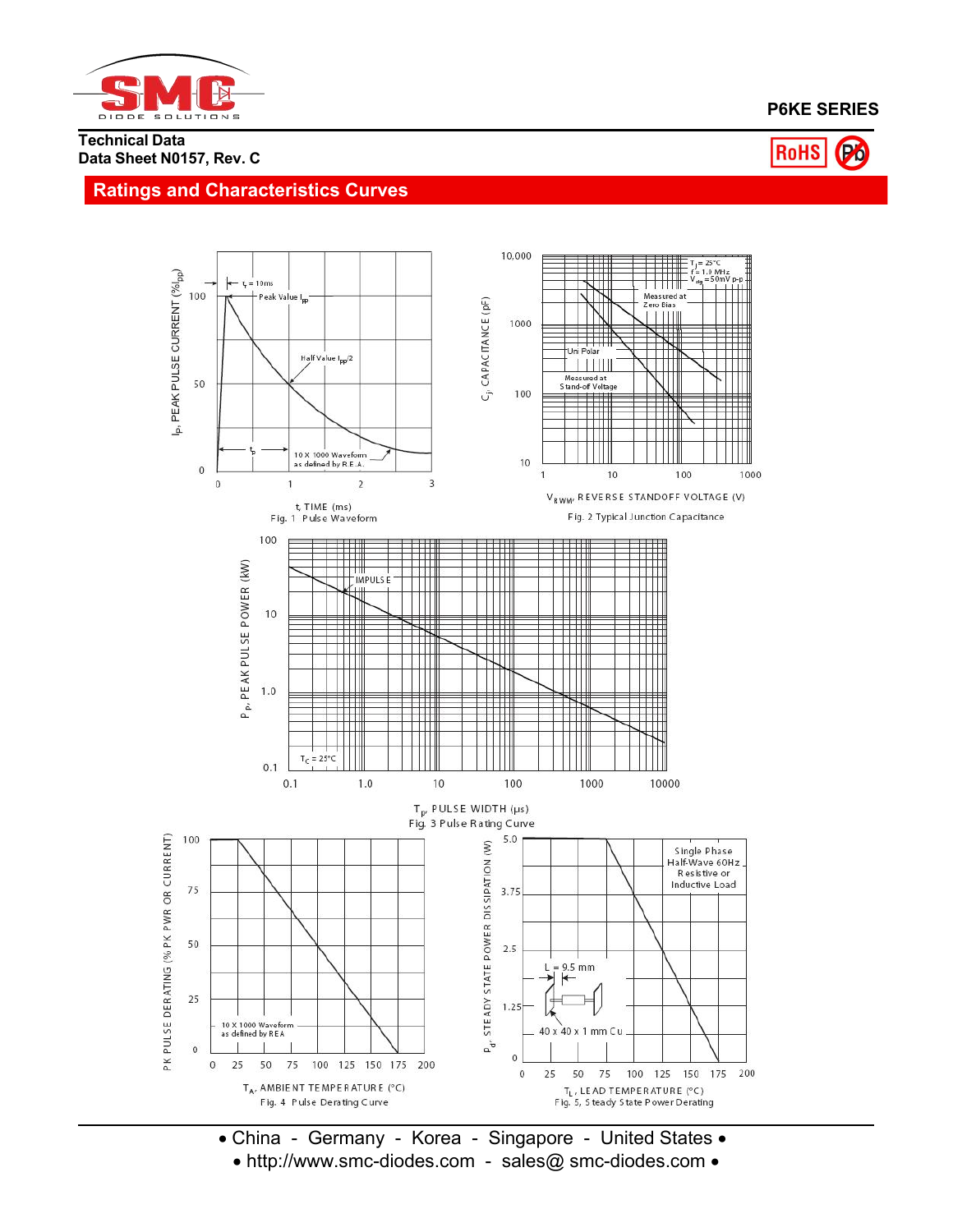**P6KE SERIES**

**Technical Data**
**Data Sheet N0157, Rev. C**

## Ratings and Characteristics Curves

Fig. 1 Pulse Waveform

Fig. 2 Typical Junction Capacitance

Fig. 3 Pulse Rating Curve

Fig. 4 Pulse Derating Curve

Fig. 5, Steady State Power Derating

• China - Germany - Korea - Singapore - United States •
• http://www.smc-diodes.com - sales@ smc-diodes.com •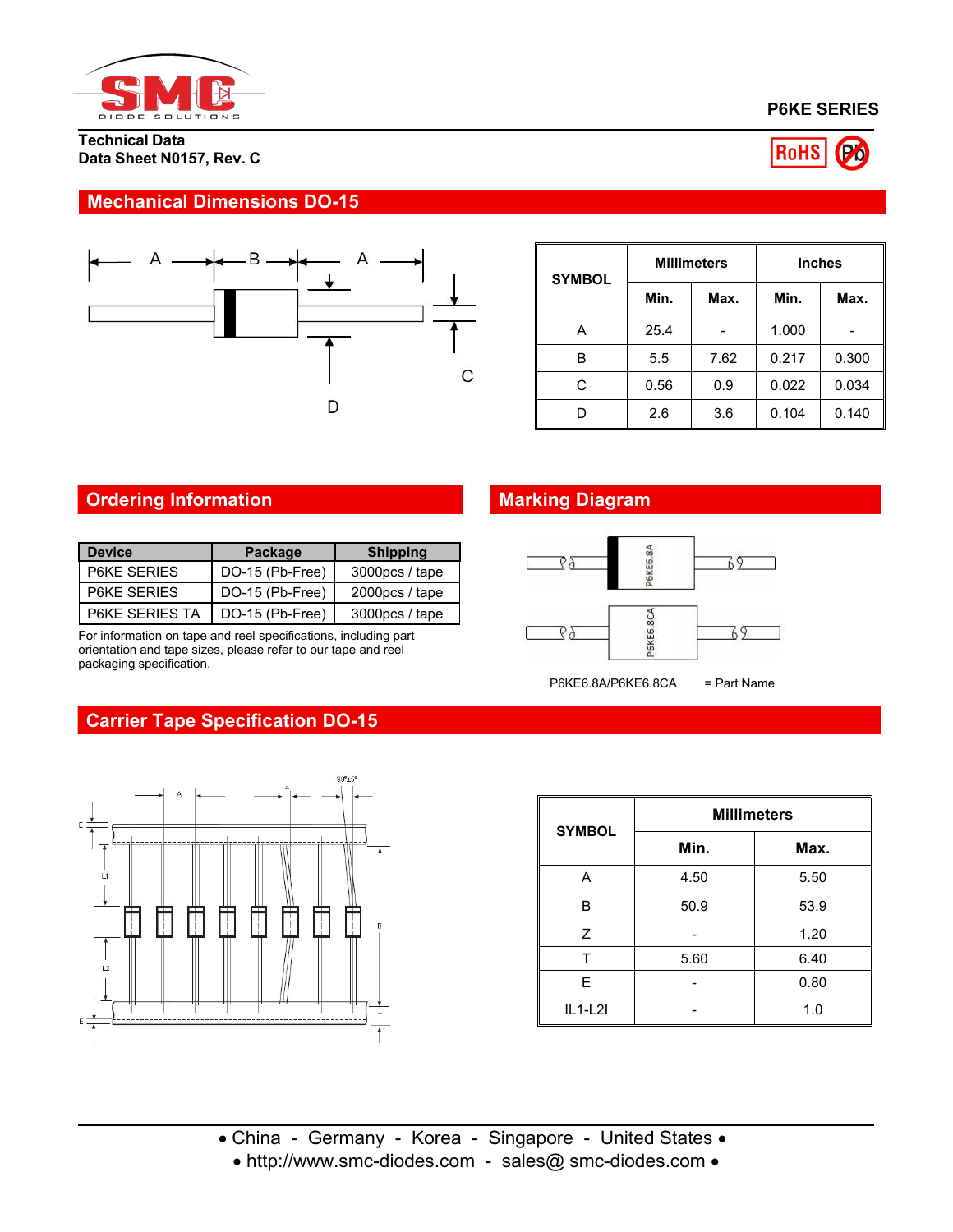P6KE SERIES

Technical Data
Data Sheet N0157, Rev. C

## Mechanical Dimensions DO-15

| SYMBOL | Millimeters | | Inches | |
|---|---|---|---|---|
| | Min. | Max. | Min. | Max. |
| A | 25.4 | - | 1.000 | - |
| B | 5.5 | 7.62 | 0.217 | 0.300 |
| C | 0.56 | 0.9 | 0.022 | 0.034 |
| D | 2.6 | 3.6 | 0.104 | 0.140 |

## Ordering Information

| Device | Package | Shipping |
|---|---|---|
| P6KE SERIES | DO-15 (Pb-Free) | 3000pcs / tape |
| P6KE SERIES | DO-15 (Pb-Free) | 2000pcs / tape |
| P6KE SERIES TA | DO-15 (Pb-Free) | 3000pcs / tape |

For information on tape and reel specifications, including part orientation and tape sizes, please refer to our tape and reel packaging specification.

## Marking Diagram

P6KE6.8A/P6KE6.8CA = Part Name

## Carrier Tape Specification DO-15

| SYMBOL | Millimeters | |
|---|---|---|
| | Min. | Max. |
| A | 4.50 | 5.50 |
| B | 50.9 | 53.9 |
| Z | - | 1.20 |
| T | 5.60 | 6.40 |
| E | - | 0.80 |
| IL1-L2I | - | 1.0 |

• China - Germany - Korea - Singapore - United States •
• http://www.smc-diodes.com - sales@ smc-diodes.com •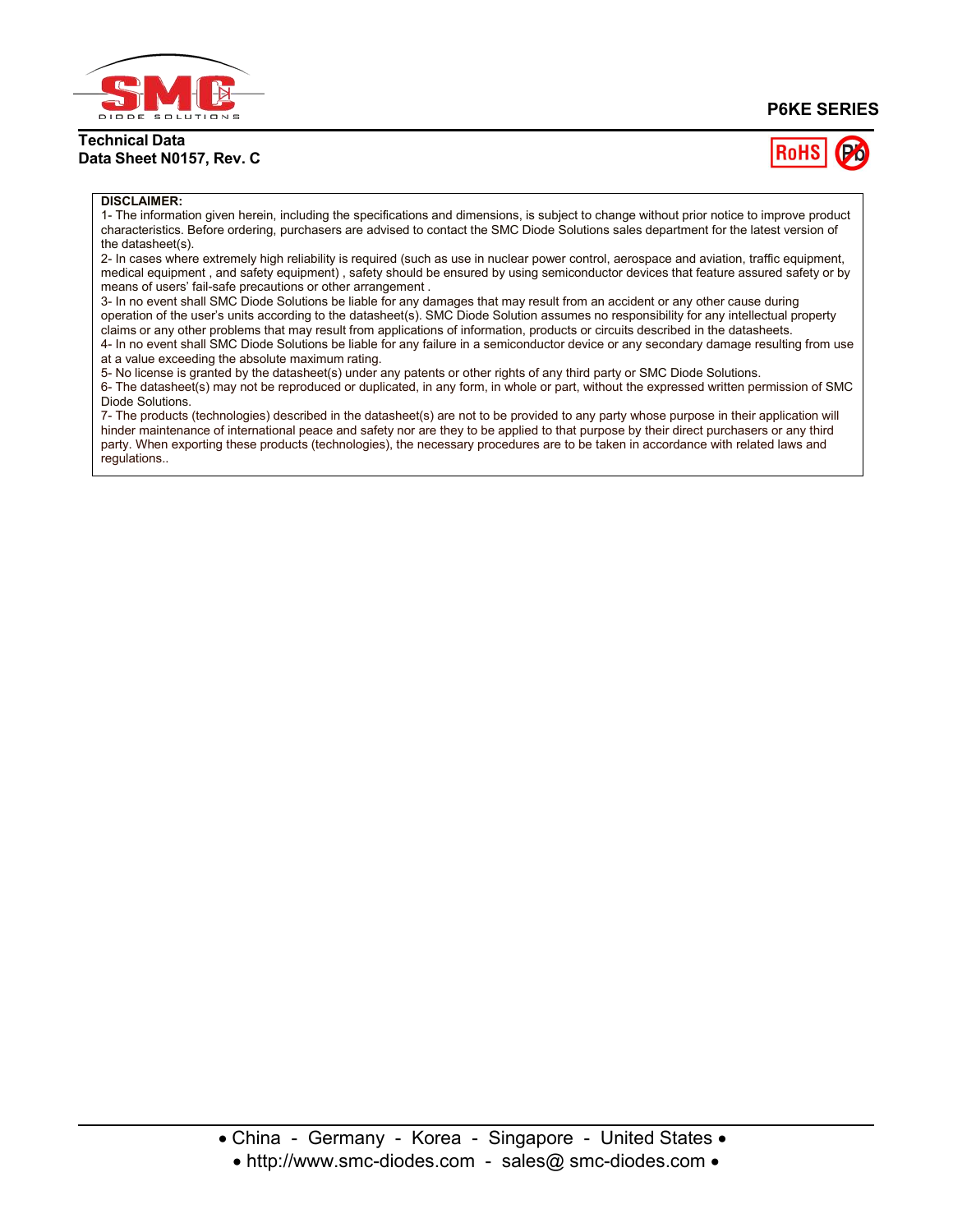**DISCLAIMER:**

1- The information given herein, including the specifications and dimensions, is subject to change without prior notice to improve product characteristics. Before ordering, purchasers are advised to contact the SMC Diode Solutions sales department for the latest version of the datasheet(s).

2- In cases where extremely high reliability is required (such as use in nuclear power control, aerospace and aviation, traffic equipment, medical equipment , and safety equipment) , safety should be ensured by using semiconductor devices that feature assured safety or by means of users' fail-safe precautions or other arrangement .

3- In no event shall SMC Diode Solutions be liable for any damages that may result from an accident or any other cause during operation of the user's units according to the datasheet(s). SMC Diode Solution assumes no responsibility for any intellectual property claims or any other problems that may result from applications of information, products or circuits described in the datasheets.

4- In no event shall SMC Diode Solutions be liable for any failure in a semiconductor device or any secondary damage resulting from use at a value exceeding the absolute maximum rating.

5- No license is granted by the datasheet(s) under any patents or other rights of any third party or SMC Diode Solutions.

6- The datasheet(s) may not be reproduced or duplicated, in any form, in whole or part, without the expressed written permission of SMC Diode Solutions.

7- The products (technologies) described in the datasheet(s) are not to be provided to any party whose purpose in their application will hinder maintenance of international peace and safety nor are they to be applied to that purpose by their direct purchasers or any third party. When exporting these products (technologies), the necessary procedures are to be taken in accordance with related laws and regulations..